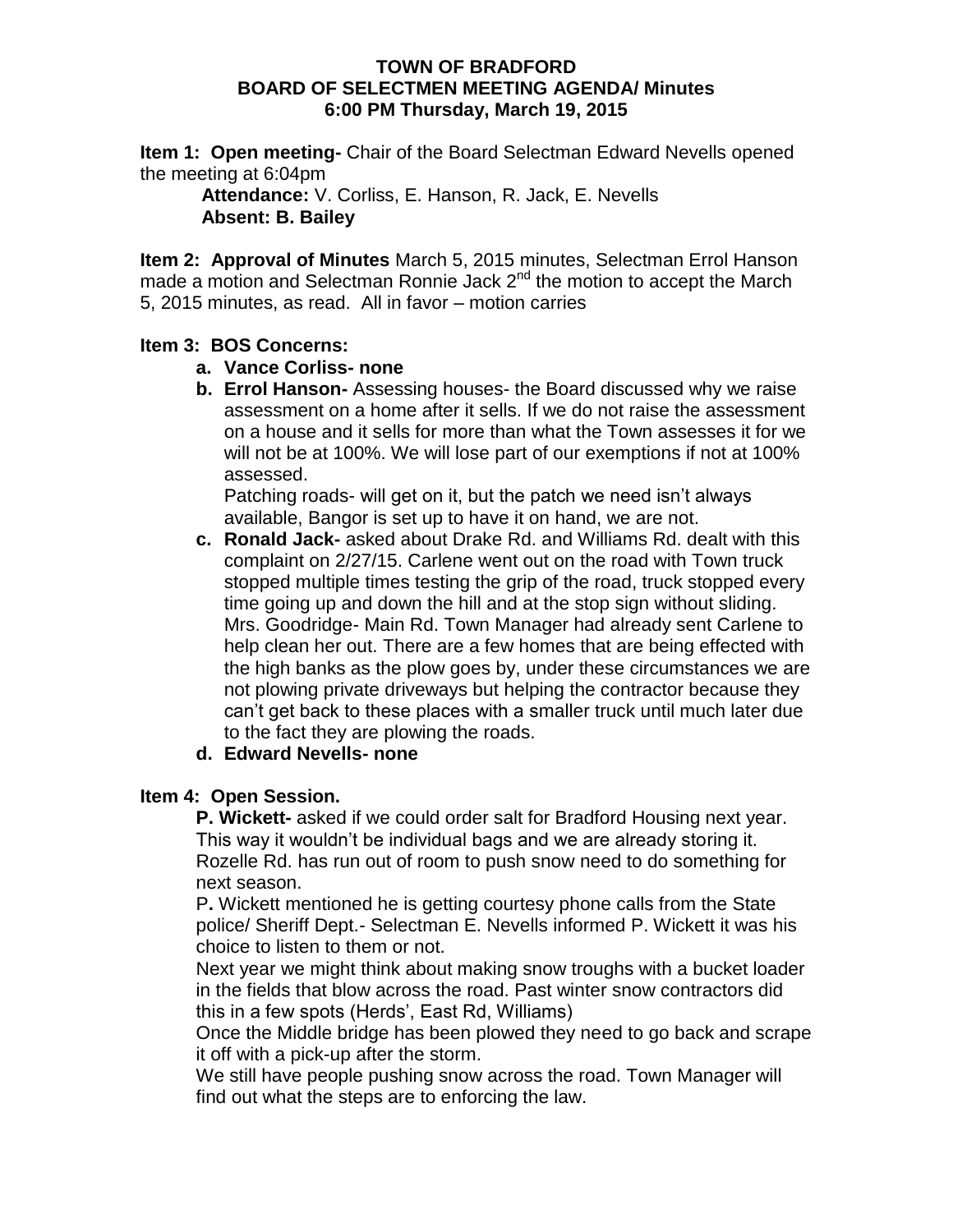**TOWN OF BRADFORD**
**BOARD OF SELECTMEN MEETING AGENDA/ Minutes**
**6:00 PM Thursday, March 19, 2015**

**Item 1: Open meeting-** Chair of the Board Selectman Edward Nevells opened the meeting at 6:04pm

**Attendance:** V. Corliss, E. Hanson, R. Jack, E. Nevells
**Absent: B. Bailey**

**Item 2: Approval of Minutes** March 5, 2015 minutes, Selectman Errol Hanson made a motion and Selectman Ronnie Jack 2nd the motion to accept the March 5, 2015 minutes, as read. All in favor – motion carries

**Item 3: BOS Concerns:**

- **a. Vance Corliss- none**
- **b. Errol Hanson-** Assessing houses- the Board discussed why we raise assessment on a home after it sells. If we do not raise the assessment on a house and it sells for more than what the Town assesses it for we will not be at 100%. We will lose part of our exemptions if not at 100% assessed.
  Patching roads- will get on it, but the patch we need isn't always available, Bangor is set up to have it on hand, we are not.
- **c. Ronald Jack-** asked about Drake Rd. and Williams Rd. dealt with this complaint on 2/27/15. Carlene went out on the road with Town truck stopped multiple times testing the grip of the road, truck stopped every time going up and down the hill and at the stop sign without sliding. Mrs. Goodridge- Main Rd. Town Manager had already sent Carlene to help clean her out. There are a few homes that are being effected with the high banks as the plow goes by, under these circumstances we are not plowing private driveways but helping the contractor because they can't get back to these places with a smaller truck until much later due to the fact they are plowing the roads.
- **d. Edward Nevells- none**

**Item 4: Open Session.**

**P. Wickett-** asked if we could order salt for Bradford Housing next year. This way it wouldn't be individual bags and we are already storing it. Rozelle Rd. has run out of room to push snow need to do something for next season.

P**.** Wickett mentioned he is getting courtesy phone calls from the State police/ Sheriff Dept.- Selectman E. Nevells informed P. Wickett it was his choice to listen to them or not.

Next year we might think about making snow troughs with a bucket loader in the fields that blow across the road. Past winter snow contractors did this in a few spots (Herds', East Rd, Williams)

Once the Middle bridge has been plowed they need to go back and scrape it off with a pick-up after the storm.

We still have people pushing snow across the road. Town Manager will find out what the steps are to enforcing the law.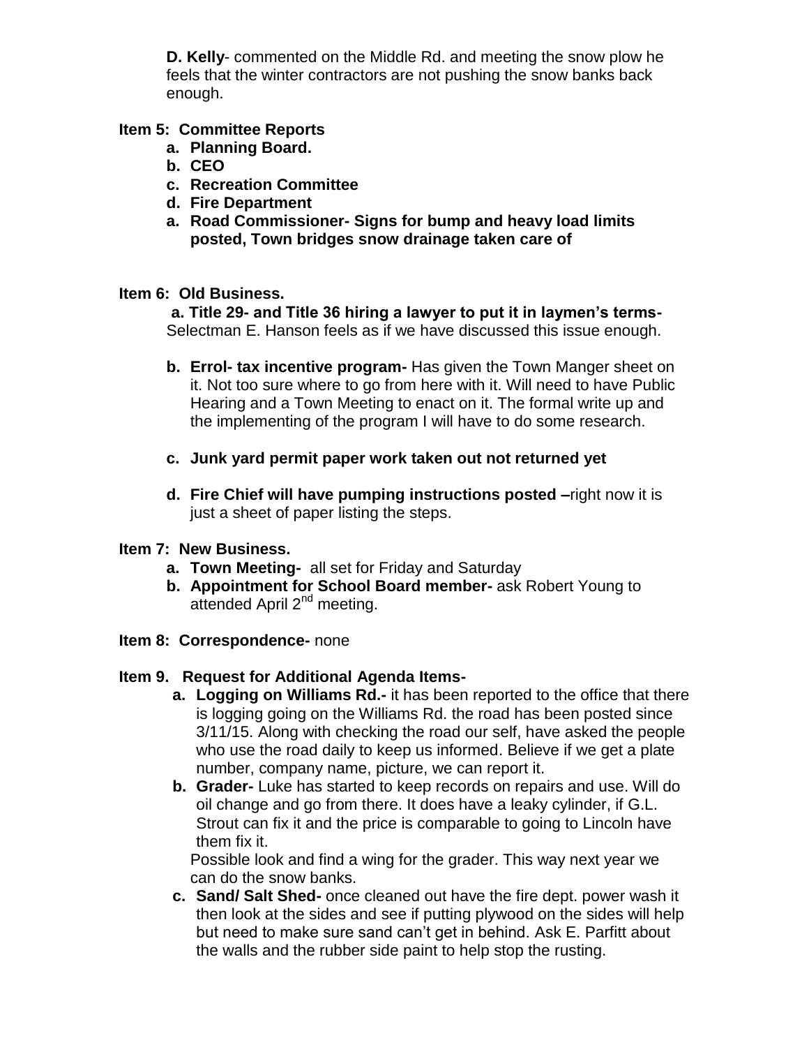**D. Kelly**- commented on the Middle Rd. and meeting the snow plow he feels that the winter contractors are not pushing the snow banks back enough.

**Item 5: Committee Reports**

- **a. Planning Board.**
- **b. CEO**
- **c. Recreation Committee**
- **d. Fire Department**
- **a. Road Commissioner- Signs for bump and heavy load limits posted, Town bridges snow drainage taken care of**

**Item 6: Old Business.**

**a. Title 29- and Title 36 hiring a lawyer to put it in laymen's terms-** Selectman E. Hanson feels as if we have discussed this issue enough.

**b. Errol- tax incentive program-** Has given the Town Manger sheet on it. Not too sure where to go from here with it. Will need to have Public Hearing and a Town Meeting to enact on it. The formal write up and the implementing of the program I will have to do some research.

**c. Junk yard permit paper work taken out not returned yet**

**d. Fire Chief will have pumping instructions posted –**right now it is just a sheet of paper listing the steps.

**Item 7: New Business.**

- **a. Town Meeting-** all set for Friday and Saturday
- **b. Appointment for School Board member-** ask Robert Young to attended April 2nd meeting.

**Item 8: Correspondence-** none

**Item 9. Request for Additional Agenda Items-**

**a. Logging on Williams Rd.-** it has been reported to the office that there is logging going on the Williams Rd. the road has been posted since 3/11/15. Along with checking the road our self, have asked the people who use the road daily to keep us informed. Believe if we get a plate number, company name, picture, we can report it.

**b. Grader-** Luke has started to keep records on repairs and use. Will do oil change and go from there. It does have a leaky cylinder, if G.L. Strout can fix it and the price is comparable to going to Lincoln have them fix it.

Possible look and find a wing for the grader. This way next year we can do the snow banks.

**c. Sand/ Salt Shed-** once cleaned out have the fire dept. power wash it then look at the sides and see if putting plywood on the sides will help but need to make sure sand can't get in behind. Ask E. Parfitt about the walls and the rubber side paint to help stop the rusting.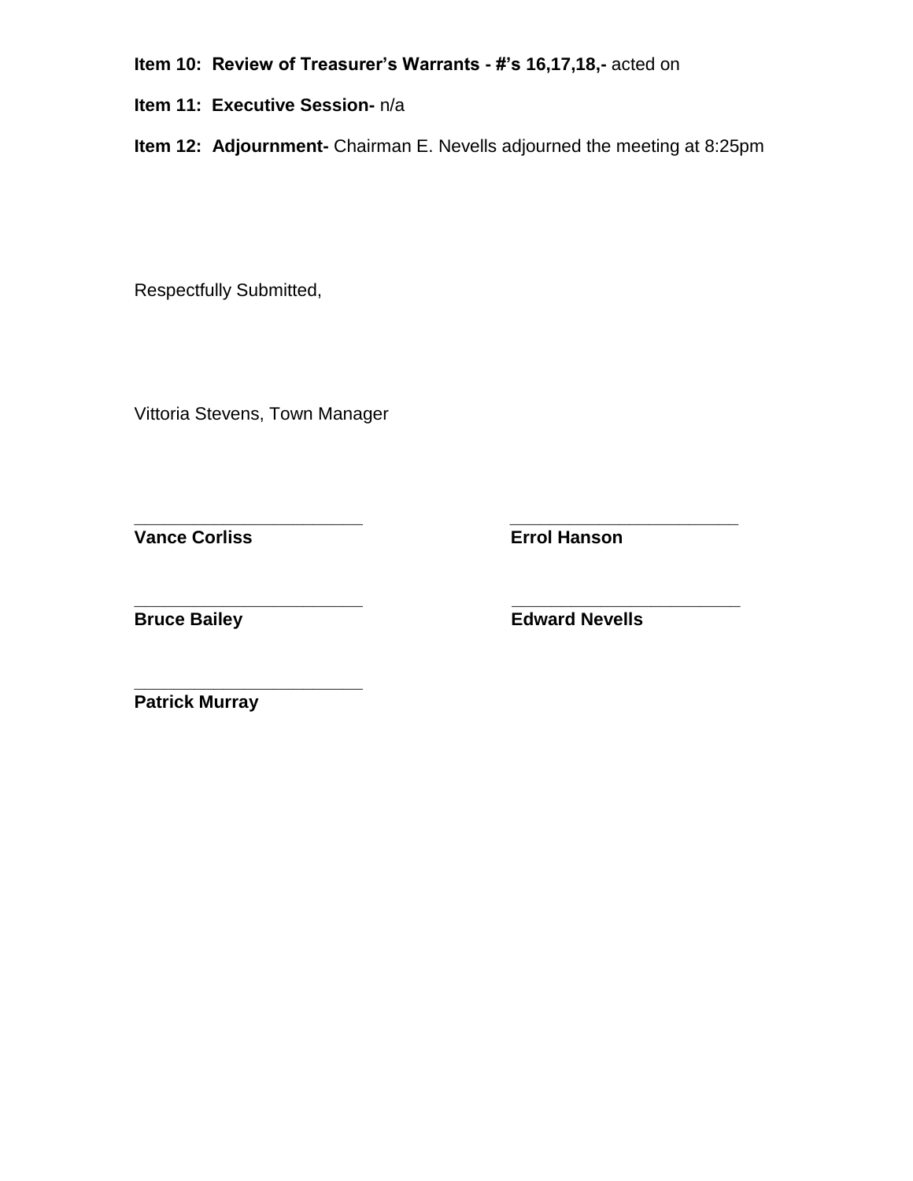**Item 10: Review of Treasurer's Warrants - #'s 16,17,18,-** acted on

**Item 11: Executive Session-** n/a

**Item 12: Adjournment-** Chairman E. Nevells adjourned the meeting at 8:25pm

Respectfully Submitted,

Vittoria Stevens, Town Manager

______________________ **Vance Corliss**

______________________ **Errol Hanson**

______________________ **Bruce Bailey**

______________________ **Edward Nevells**

______________________ **Patrick Murray**